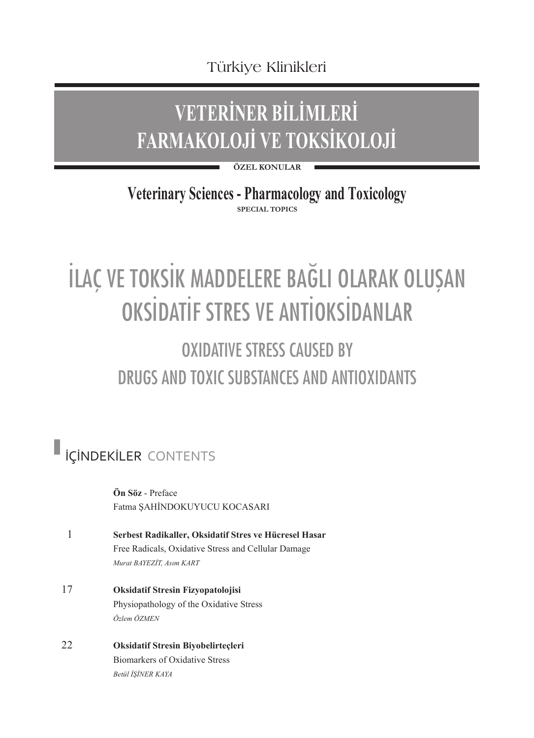Türkiye Klinikleri

# VETERİNER BİLİMLERİ FARMAKOLOJİ VE TOKSİKOLOJİ

**ÖZEL KONULAR**

## Veterinary Sciences - Pharmacology and Toxicology

**SPECIAL TOPICS**

# İLAÇ VE TOKSİK MADDELERE BAĞLI OLARAK OLUŞAN OKSİDATİF STRES VE ANTİOKSİDANLAR

## OXIDATIVE STRESS CAUSED BY DRUGS AND TOXIC SUBSTANCES AND ANTIOXIDANTS

## İÇİNDEKİLER CONTENTS

**Ön Söz** - Preface
Fatma ŞAHİNDOKUYUCU KOCASARI

1 **Serbest Radikaller, Oksidatif Stres ve Hücresel Hasar**
Free Radicals, Oxidative Stress and Cellular Damage
*Murat BAYEZİT, Asım KART*

17 **Oksidatif Stresin Fizyopatolojisi**
Physiopathology of the Oxidative Stress
*Özlem ÖZMEN*

22 **Oksidatif Stresin Biyobelirteçleri**
Biomarkers of Oxidative Stress
*Betül İŞİNER KAYA*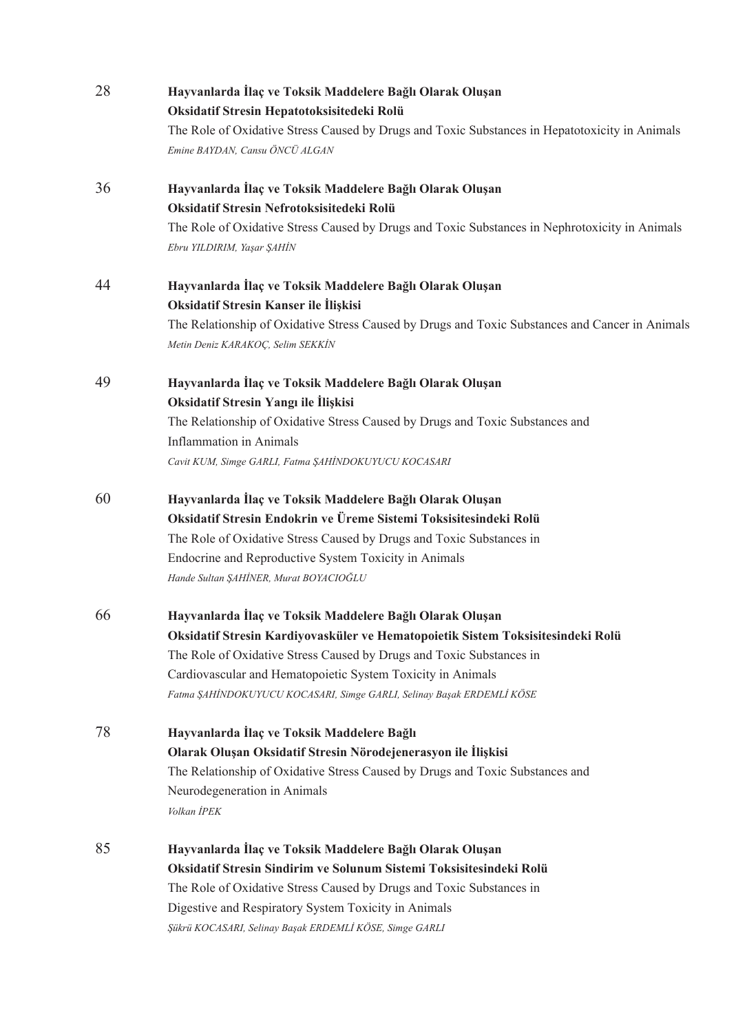28 **Hayvanlarda İlaç ve Toksik Maddelere Bağlı Olarak Oluşan Oksidatif Stresin Hepatotoksisitedeki Rolü**
The Role of Oxidative Stress Caused by Drugs and Toxic Substances in Hepatotoxicity in Animals
*Emine BAYDAN, Cansu ÖNCÜ ALGAN*

36 **Hayvanlarda İlaç ve Toksik Maddelere Bağlı Olarak Oluşan Oksidatif Stresin Nefrotoksisitedeki Rolü**
The Role of Oxidative Stress Caused by Drugs and Toxic Substances in Nephrotoxicity in Animals
*Ebru YILDIRIM, Yaşar ŞAHİN*

44 **Hayvanlarda İlaç ve Toksik Maddelere Bağlı Olarak Oluşan Oksidatif Stresin Kanser ile İlişkisi**
The Relationship of Oxidative Stress Caused by Drugs and Toxic Substances and Cancer in Animals
*Metin Deniz KARAKOÇ, Selim SEKKİN*

49 **Hayvanlarda İlaç ve Toksik Maddelere Bağlı Olarak Oluşan Oksidatif Stresin Yangı ile İlişkisi**
The Relationship of Oxidative Stress Caused by Drugs and Toxic Substances and Inflammation in Animals
*Cavit KUM, Simge GARLI, Fatma ŞAHİNDOKUYUCU KOCASARI*

60 **Hayvanlarda İlaç ve Toksik Maddelere Bağlı Olarak Oluşan Oksidatif Stresin Endokrin ve Üreme Sistemi Toksisitesindeki Rolü**
The Role of Oxidative Stress Caused by Drugs and Toxic Substances in Endocrine and Reproductive System Toxicity in Animals
*Hande Sultan ŞAHİNER, Murat BOYACIOĞLU*

66 **Hayvanlarda İlaç ve Toksik Maddelere Bağlı Olarak Oluşan Oksidatif Stresin Kardiyovasküler ve Hematopoietik Sistem Toksisitesindeki Rolü**
The Role of Oxidative Stress Caused by Drugs and Toxic Substances in Cardiovascular and Hematopoietic System Toxicity in Animals
*Fatma ŞAHİNDOKUYUCU KOCASARI, Simge GARLI, Selinay Başak ERDEMLİ KÖSE*

78 **Hayvanlarda İlaç ve Toksik Maddelere Bağlı Olarak Oluşan Oksidatif Stresin Nörodejenerasyon ile İlişkisi**
The Relationship of Oxidative Stress Caused by Drugs and Toxic Substances and Neurodegeneration in Animals
*Volkan İPEK*

85 **Hayvanlarda İlaç ve Toksik Maddelere Bağlı Olarak Oluşan Oksidatif Stresin Sindirim ve Solunum Sistemi Toksisitesindeki Rolü**
The Role of Oxidative Stress Caused by Drugs and Toxic Substances in Digestive and Respiratory System Toxicity in Animals
*Şükrü KOCASARI, Selinay Başak ERDEMLİ KÖSE, Simge GARLI*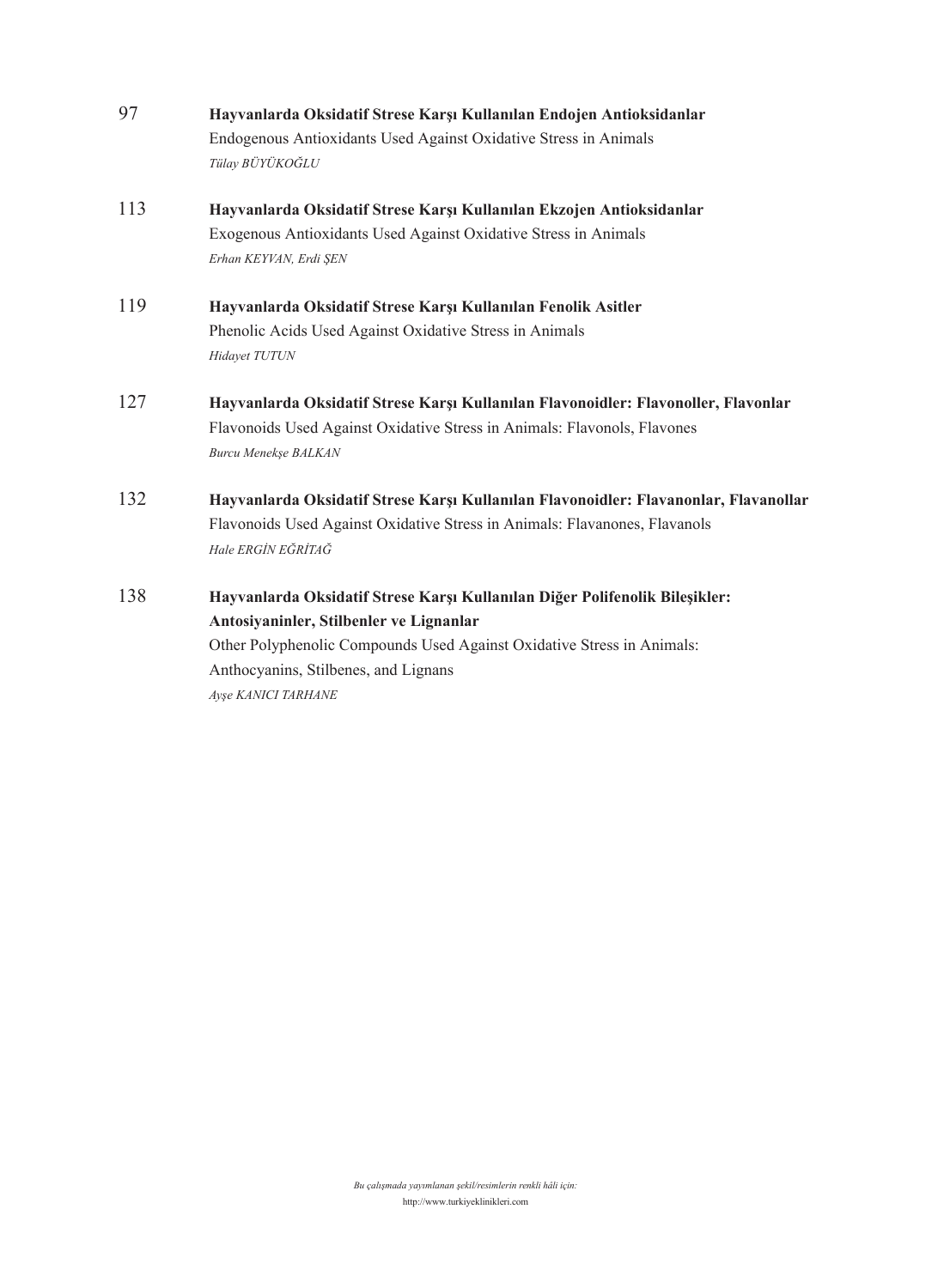97 **Hayvanlarda Oksidatif Strese Karşı Kullanılan Endojen Antioksidanlar**
Endogenous Antioxidants Used Against Oxidative Stress in Animals
*Tülay BÜYÜKOĞLU*

113 **Hayvanlarda Oksidatif Strese Karşı Kullanılan Ekzojen Antioksidanlar**
Exogenous Antioxidants Used Against Oxidative Stress in Animals
*Erhan KEYVAN, Erdi ŞEN*

119 **Hayvanlarda Oksidatif Strese Karşı Kullanılan Fenolik Asitler**
Phenolic Acids Used Against Oxidative Stress in Animals
*Hidayet TUTUN*

127 **Hayvanlarda Oksidatif Strese Karşı Kullanılan Flavonoidler: Flavonoller, Flavonlar**
Flavonoids Used Against Oxidative Stress in Animals: Flavonols, Flavones
*Burcu Menekşe BALKAN*

132 **Hayvanlarda Oksidatif Strese Karşı Kullanılan Flavonoidler: Flavanonlar, Flavanollar**
Flavonoids Used Against Oxidative Stress in Animals: Flavanones, Flavanols
*Hale ERGİN EĞRİTAĞ*

138 **Hayvanlarda Oksidatif Strese Karşı Kullanılan Diğer Polifenolik Bileşikler: Antosiyaninler, Stilbenler ve Lignanlar**
Other Polyphenolic Compounds Used Against Oxidative Stress in Animals: Anthocyanins, Stilbenes, and Lignans
*Ayşe KANICI TARHANE*

*Bu çalışmada yayımlanan şekil/resimlerin renkli hâli için:*
http://www.turkiyeklinikleri.com